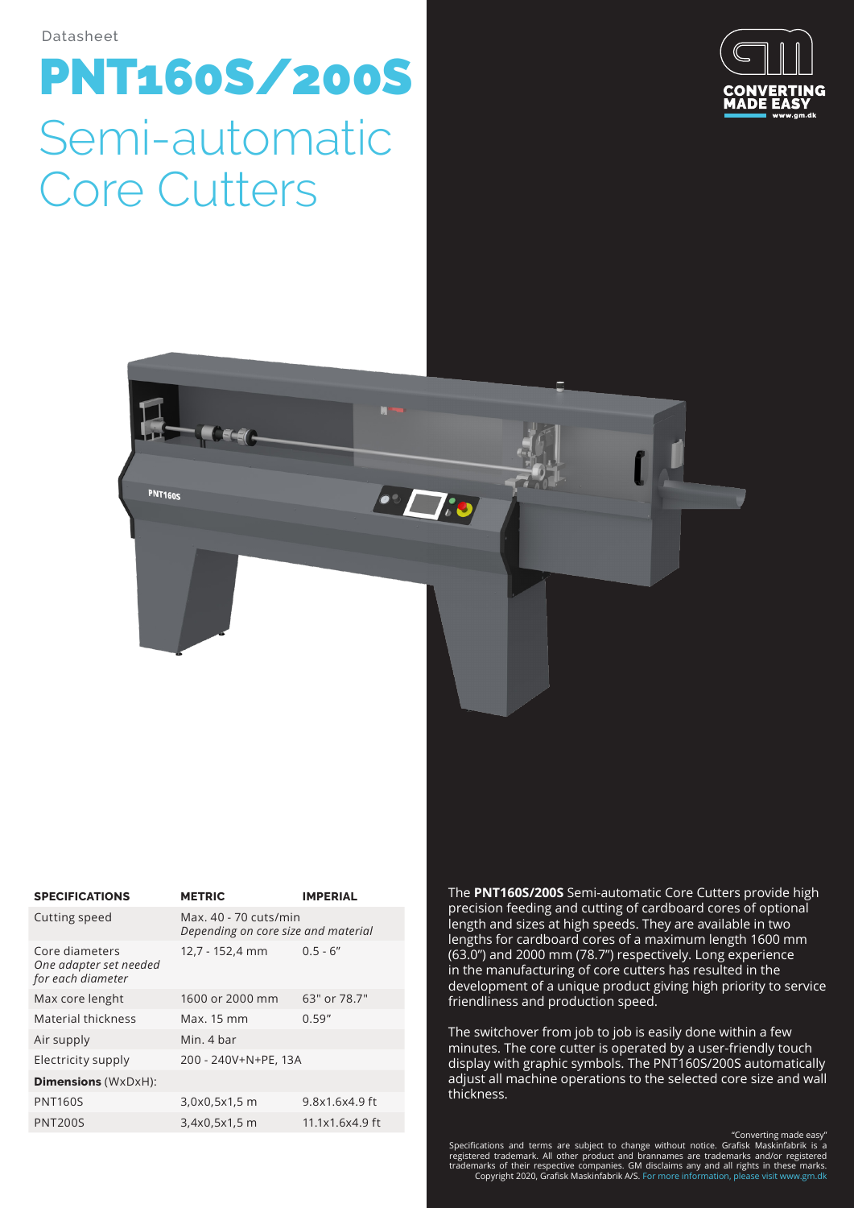Datasheet

# PNT160S/200S

## Semi-automatic Core Cutters

CONVERTING MADE EASY
www.gm.dk

| SPECIFICATIONS | METRIC | IMPERIAL |
|---|---|---|
| Cutting speed | Max. 40 - 70 cuts/min *Depending on core size and material* | |
| Core diameters *One adapter set needed for each diameter* | 12,7 - 152,4 mm | 0.5 - 6" |
| Max core lenght | 1600 or 2000 mm | 63" or 78.7" |
| Material thickness | Max. 15 mm | 0.59" |
| Air supply | Min. 4 bar | |
| Electricity supply | 200 - 240V+N+PE, 13A | |
| **Dimensions** (WxDxH): | | |
| PNT160S | 3,0x0,5x1,5 m | 9.8x1.6x4.9 ft |
| PNT200S | 3,4x0,5x1,5 m | 11.1x1.6x4.9 ft |

The **PNT160S/200S** Semi-automatic Core Cutters provide high precision feeding and cutting of cardboard cores of optional length and sizes at high speeds. They are available in two lengths for cardboard cores of a maximum length 1600 mm (63.0") and 2000 mm (78.7") respectively. Long experience in the manufacturing of core cutters has resulted in the development of a unique product giving high priority to service friendliness and production speed.

The switchover from job to job is easily done within a few minutes. The core cutter is operated by a user-friendly touch display with graphic symbols. The PNT160S/200S automatically adjust all machine operations to the selected core size and wall thickness.

"Converting made easy"
Specifications and terms are subject to change without notice. Grafisk Maskinfabrik is a registered trademark. All other product and brannames are trademarks and/or registered trademarks of their respective companies. GM disclaims any and all rights in these marks. Copyright 2020, Grafisk Maskinfabrik A/S. For more information, please visit www.gm.dk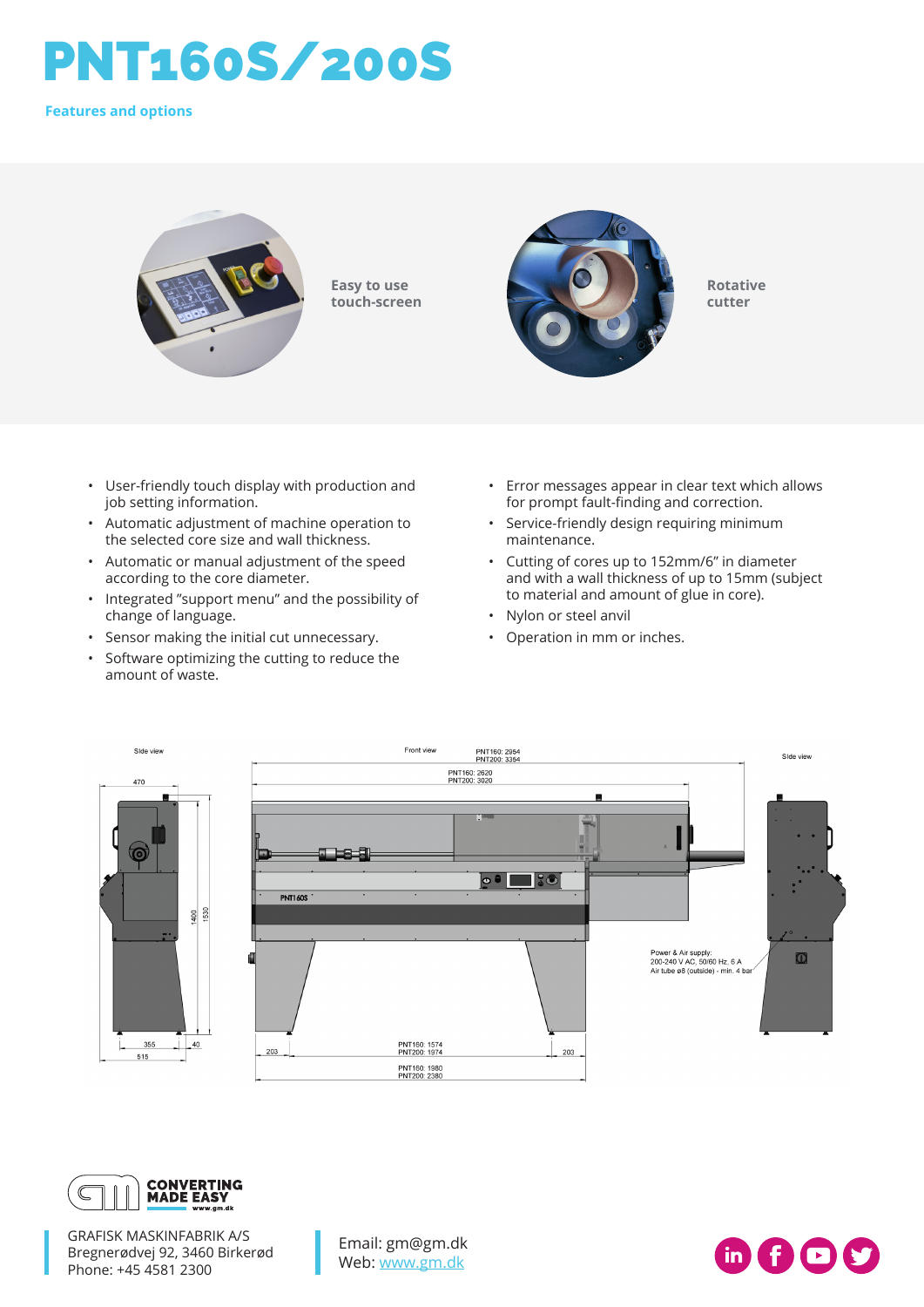# PNT160S/200S

**Features and options**

Easy to use touch-screen

Rotative cutter

- User-friendly touch display with production and job setting information.
- Automatic adjustment of machine operation to the selected core size and wall thickness.
- Automatic or manual adjustment of the speed according to the core diameter.
- Integrated "support menu" and the possibility of change of language.
- Sensor making the initial cut unnecessary.
- Software optimizing the cutting to reduce the amount of waste.
- Error messages appear in clear text which allows for prompt fault-finding and correction.
- Service-friendly design requiring minimum maintenance.
- Cutting of cores up to 152mm/6" in diameter and with a wall thickness of up to 15mm (subject to material and amount of glue in core).
- Nylon or steel anvil
- Operation in mm or inches.

Side view

470

1400

1530

355

40

515

Front view

PNT160: 2954
PNT200: 3354

PNT160: 2620
PNT200: 3020

PNT160S

203

PNT160: 1574
PNT200: 1974

203

PNT160: 1980
PNT200: 2380

Side view

Power & Air supply:
200-240 V AC, 50/60 Hz, 6 A
Air tube ø8 (outside) - min. 4 bar

CONVERTING MADE EASY
www.gm.dk

GRAFISK MASKINFABRIK A/S
Bregnerødvej 92, 3460 Birkerød
Phone: +45 4581 2300

Email: gm@gm.dk
Web: www.gm.dk